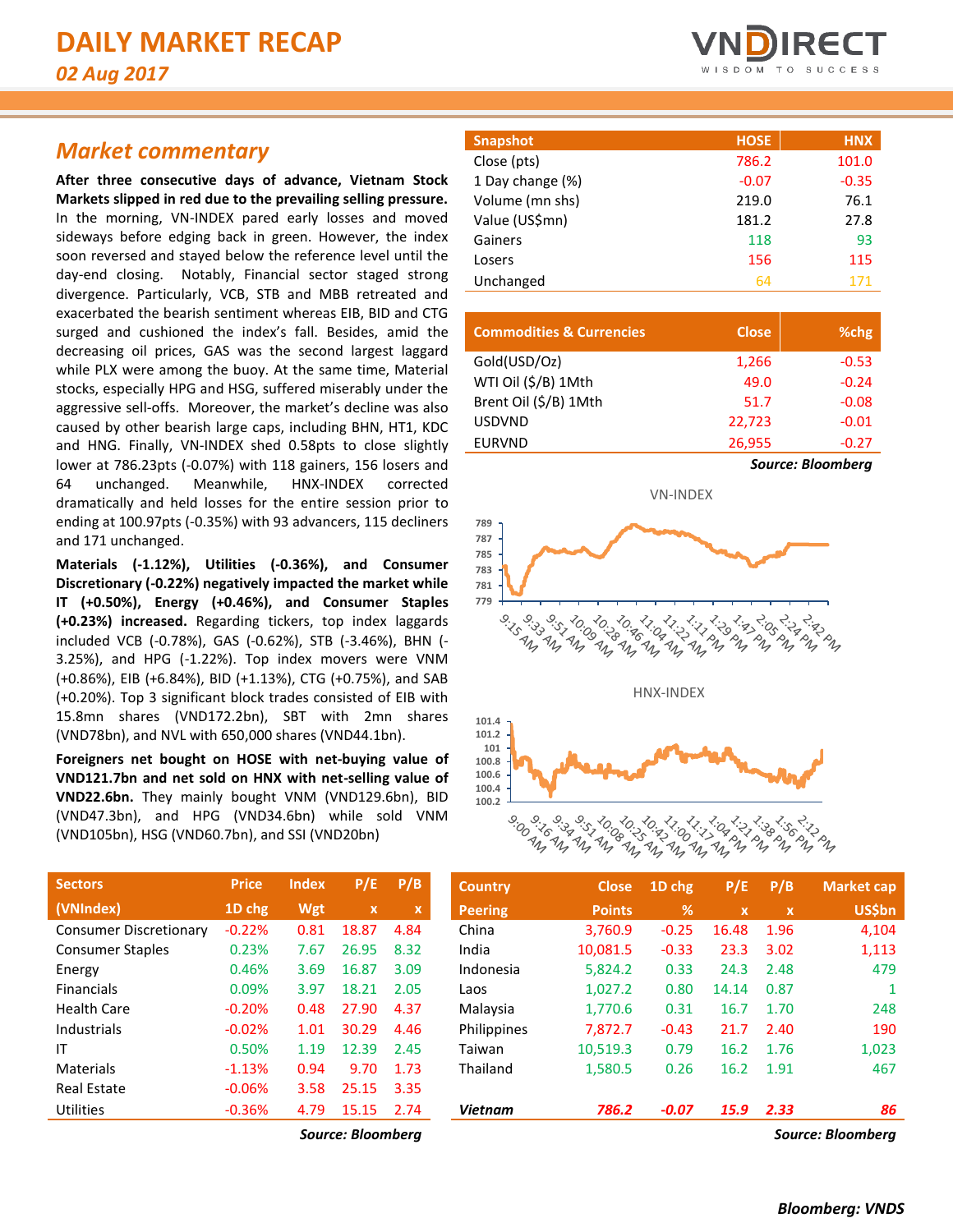# DAILY MARKET RECAP

*02 Aug 2017*

## Market commentary

**After three consecutive days of advance, Vietnam Stock Markets slipped in red due to the prevailing selling pressure.** In the morning, VN-INDEX pared early losses and moved sideways before edging back in green. However, the index soon reversed and stayed below the reference level until the day-end closing. Notably, Financial sector staged strong divergence. Particularly, VCB, STB and MBB retreated and exacerbated the bearish sentiment whereas EIB, BID and CTG surged and cushioned the index's fall. Besides, amid the decreasing oil prices, GAS was the second largest laggard while PLX were among the buoy. At the same time, Material stocks, especially HPG and HSG, suffered miserably under the aggressive sell-offs. Moreover, the market's decline was also caused by other bearish large caps, including BHN, HT1, KDC and HNG. Finally, VN-INDEX shed 0.58pts to close slightly lower at 786.23pts (-0.07%) with 118 gainers, 156 losers and 64 unchanged. Meanwhile, HNX-INDEX corrected dramatically and held losses for the entire session prior to ending at 100.97pts (-0.35%) with 93 advancers, 115 decliners and 171 unchanged.

**Materials (-1.12%), Utilities (-0.36%), and Consumer Discretionary (-0.22%) negatively impacted the market while IT (+0.50%), Energy (+0.46%), and Consumer Staples (+0.23%) increased.** Regarding tickers, top index laggards included VCB (-0.78%), GAS (-0.62%), STB (-3.46%), BHN (-3.25%), and HPG (-1.22%). Top index movers were VNM (+0.86%), EIB (+6.84%), BID (+1.13%), CTG (+0.75%), and SAB (+0.20%). Top 3 significant block trades consisted of EIB with 15.8mn shares (VND172.2bn), SBT with 2mn shares (VND78bn), and NVL with 650,000 shares (VND44.1bn).

**Foreigners net bought on HOSE with net-buying value of VND121.7bn and net sold on HNX with net-selling value of VND22.6bn.** They mainly bought VNM (VND129.6bn), BID (VND47.3bn), and HPG (VND34.6bn) while sold VNM (VND105bn), HSG (VND60.7bn), and SSI (VND20bn)

| Snapshot | HOSE | HNX |
|---|---|---|
| Close (pts) | 786.2 | 101.0 |
| 1 Day change (%) | -0.07 | -0.35 |
| Volume (mn shs) | 219.0 | 76.1 |
| Value (US$mn) | 181.2 | 27.8 |
| Gainers | 118 | 93 |
| Losers | 156 | 115 |
| Unchanged | 64 | 171 |

| Commodities & Currencies | Close | %chg |
|---|---|---|
| Gold(USD/Oz) | 1,266 | -0.53 |
| WTI Oil ($/B) 1Mth | 49.0 | -0.24 |
| Brent Oil ($/B) 1Mth | 51.7 | -0.08 |
| USDVND | 22,723 | -0.01 |
| EURVND | 26,955 | -0.27 |

*Source: Bloomberg*

| Sectors (VNIndex) | Price 1D chg | Index Wgt | P/E x | P/B x |
|---|---|---|---|---|
| Consumer Discretionary | -0.22% | 0.81 | 18.87 | 4.84 |
| Consumer Staples | 0.23% | 7.67 | 26.95 | 8.32 |
| Energy | 0.46% | 3.69 | 16.87 | 3.09 |
| Financials | 0.09% | 3.97 | 18.21 | 2.05 |
| Health Care | -0.20% | 0.48 | 27.90 | 4.37 |
| Industrials | -0.02% | 1.01 | 30.29 | 4.46 |
| IT | 0.50% | 1.19 | 12.39 | 2.45 |
| Materials | -1.13% | 0.94 | 9.70 | 1.73 |
| Real Estate | -0.06% | 3.58 | 25.15 | 3.35 |
| Utilities | -0.36% | 4.79 | 15.15 | 2.74 |

*Source: Bloomberg*

| Country Peering | Close Points | 1D chg % | P/E x | P/B x | Market cap US$bn |
|---|---|---|---|---|---|
| China | 3,760.9 | -0.25 | 16.48 | 1.96 | 4,104 |
| India | 10,081.5 | -0.33 | 23.3 | 3.02 | 1,113 |
| Indonesia | 5,824.2 | 0.33 | 24.3 | 2.48 | 479 |
| Laos | 1,027.2 | 0.80 | 14.14 | 0.87 | 1 |
| Malaysia | 1,770.6 | 0.31 | 16.7 | 1.70 | 248 |
| Philippines | 7,872.7 | -0.43 | 21.7 | 2.40 | 190 |
| Taiwan | 10,519.3 | 0.79 | 16.2 | 1.76 | 1,023 |
| Thailand | 1,580.5 | 0.26 | 16.2 | 1.91 | 467 |
| ***Vietnam*** | ***786.2*** | ***-0.07*** | ***15.9*** | ***2.33*** | ***86*** |

*Source: Bloomberg*

***Bloomberg: VNDS***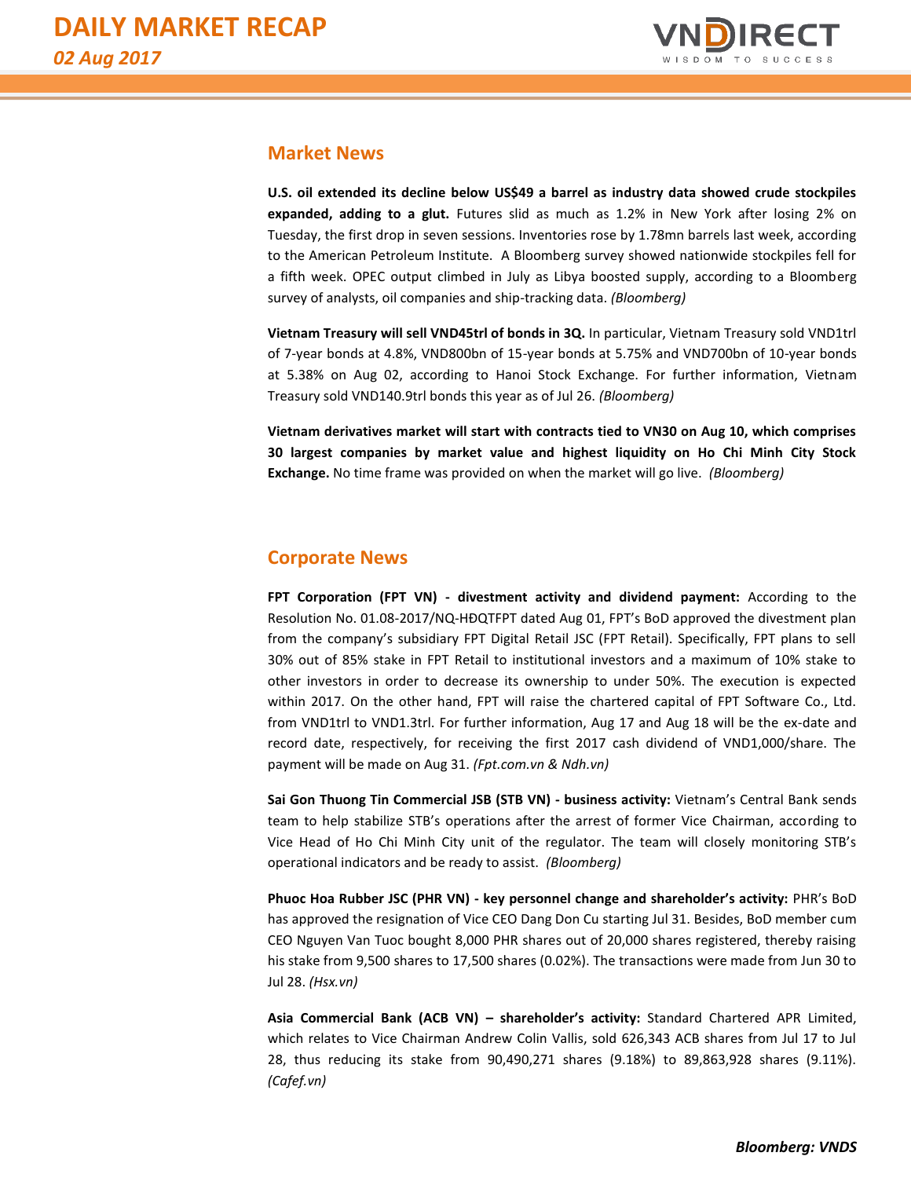## Market News

**U.S. oil extended its decline below US$49 a barrel as industry data showed crude stockpiles expanded, adding to a glut.** Futures slid as much as 1.2% in New York after losing 2% on Tuesday, the first drop in seven sessions. Inventories rose by 1.78mn barrels last week, according to the American Petroleum Institute. A Bloomberg survey showed nationwide stockpiles fell for a fifth week. OPEC output climbed in July as Libya boosted supply, according to a Bloomberg survey of analysts, oil companies and ship-tracking data. *(Bloomberg)*

**Vietnam Treasury will sell VND45trl of bonds in 3Q.** In particular, Vietnam Treasury sold VND1trl of 7-year bonds at 4.8%, VND800bn of 15-year bonds at 5.75% and VND700bn of 10-year bonds at 5.38% on Aug 02, according to Hanoi Stock Exchange. For further information, Vietnam Treasury sold VND140.9trl bonds this year as of Jul 26. *(Bloomberg)*

**Vietnam derivatives market will start with contracts tied to VN30 on Aug 10, which comprises 30 largest companies by market value and highest liquidity on Ho Chi Minh City Stock Exchange.** No time frame was provided on when the market will go live. *(Bloomberg)*

## Corporate News

**FPT Corporation (FPT VN) - divestment activity and dividend payment:** According to the Resolution No. 01.08-2017/NQ-HĐQTFPT dated Aug 01, FPT's BoD approved the divestment plan from the company's subsidiary FPT Digital Retail JSC (FPT Retail). Specifically, FPT plans to sell 30% out of 85% stake in FPT Retail to institutional investors and a maximum of 10% stake to other investors in order to decrease its ownership to under 50%. The execution is expected within 2017. On the other hand, FPT will raise the chartered capital of FPT Software Co., Ltd. from VND1trl to VND1.3trl. For further information, Aug 17 and Aug 18 will be the ex-date and record date, respectively, for receiving the first 2017 cash dividend of VND1,000/share. The payment will be made on Aug 31. *(Fpt.com.vn & Ndh.vn)*

**Sai Gon Thuong Tin Commercial JSB (STB VN) - business activity:** Vietnam's Central Bank sends team to help stabilize STB's operations after the arrest of former Vice Chairman, according to Vice Head of Ho Chi Minh City unit of the regulator. The team will closely monitoring STB's operational indicators and be ready to assist. *(Bloomberg)*

**Phuoc Hoa Rubber JSC (PHR VN) - key personnel change and shareholder's activity:** PHR's BoD has approved the resignation of Vice CEO Dang Don Cu starting Jul 31. Besides, BoD member cum CEO Nguyen Van Tuoc bought 8,000 PHR shares out of 20,000 shares registered, thereby raising his stake from 9,500 shares to 17,500 shares (0.02%). The transactions were made from Jun 30 to Jul 28. *(Hsx.vn)*

**Asia Commercial Bank (ACB VN) – shareholder's activity:** Standard Chartered APR Limited, which relates to Vice Chairman Andrew Colin Vallis, sold 626,343 ACB shares from Jul 17 to Jul 28, thus reducing its stake from 90,490,271 shares (9.18%) to 89,863,928 shares (9.11%). *(Cafef.vn)*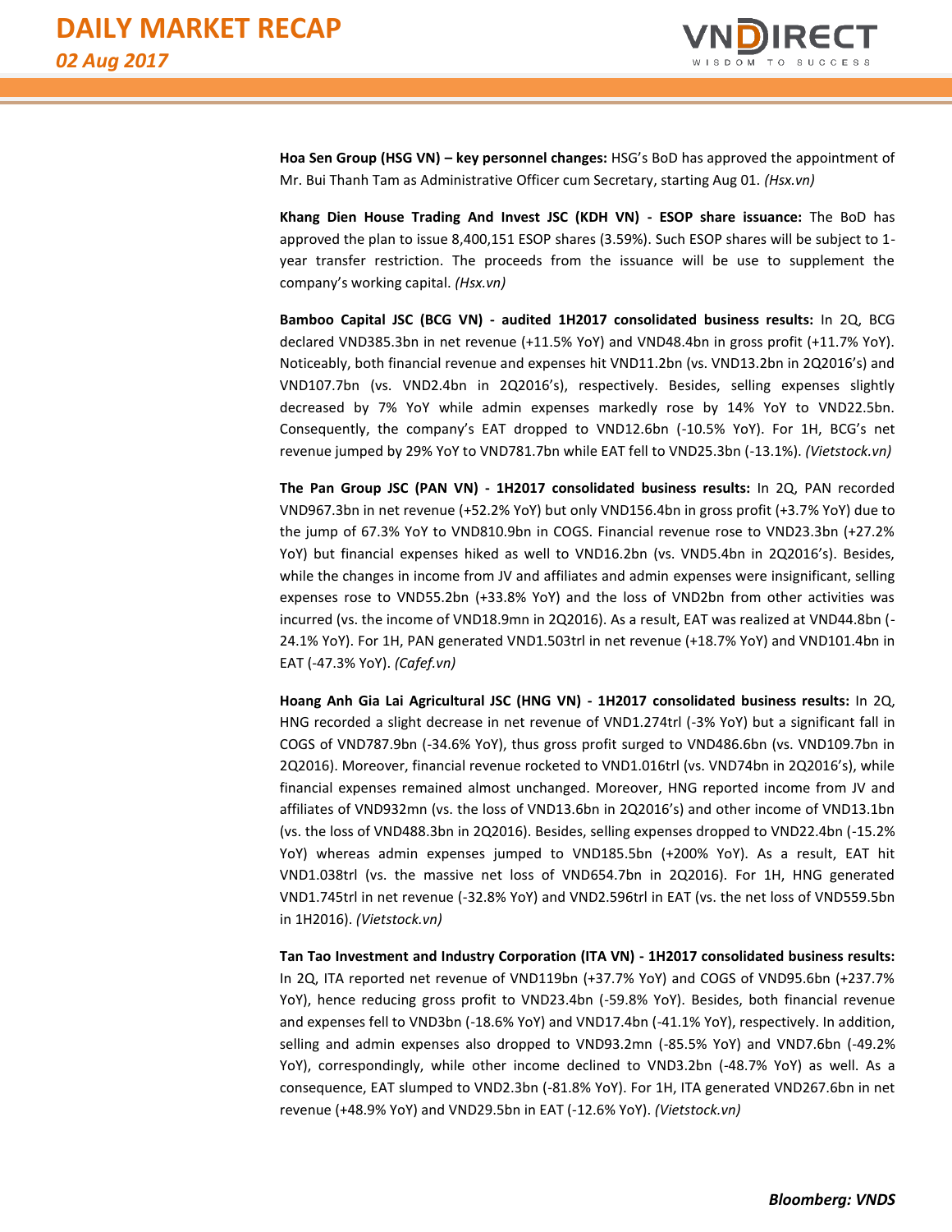**Hoa Sen Group (HSG VN) – key personnel changes:** HSG's BoD has approved the appointment of Mr. Bui Thanh Tam as Administrative Officer cum Secretary, starting Aug 01. *(Hsx.vn)*

**Khang Dien House Trading And Invest JSC (KDH VN) - ESOP share issuance:** The BoD has approved the plan to issue 8,400,151 ESOP shares (3.59%). Such ESOP shares will be subject to 1-year transfer restriction. The proceeds from the issuance will be use to supplement the company's working capital. *(Hsx.vn)*

**Bamboo Capital JSC (BCG VN) - audited 1H2017 consolidated business results:** In 2Q, BCG declared VND385.3bn in net revenue (+11.5% YoY) and VND48.4bn in gross profit (+11.7% YoY). Noticeably, both financial revenue and expenses hit VND11.2bn (vs. VND13.2bn in 2Q2016's) and VND107.7bn (vs. VND2.4bn in 2Q2016's), respectively. Besides, selling expenses slightly decreased by 7% YoY while admin expenses markedly rose by 14% YoY to VND22.5bn. Consequently, the company's EAT dropped to VND12.6bn (-10.5% YoY). For 1H, BCG's net revenue jumped by 29% YoY to VND781.7bn while EAT fell to VND25.3bn (-13.1%). *(Vietstock.vn)*

**The Pan Group JSC (PAN VN) - 1H2017 consolidated business results:** In 2Q, PAN recorded VND967.3bn in net revenue (+52.2% YoY) but only VND156.4bn in gross profit (+3.7% YoY) due to the jump of 67.3% YoY to VND810.9bn in COGS. Financial revenue rose to VND23.3bn (+27.2% YoY) but financial expenses hiked as well to VND16.2bn (vs. VND5.4bn in 2Q2016's). Besides, while the changes in income from JV and affiliates and admin expenses were insignificant, selling expenses rose to VND55.2bn (+33.8% YoY) and the loss of VND2bn from other activities was incurred (vs. the income of VND18.9mn in 2Q2016). As a result, EAT was realized at VND44.8bn (-24.1% YoY). For 1H, PAN generated VND1.503trl in net revenue (+18.7% YoY) and VND101.4bn in EAT (-47.3% YoY). *(Cafef.vn)*

**Hoang Anh Gia Lai Agricultural JSC (HNG VN) - 1H2017 consolidated business results:** In 2Q, HNG recorded a slight decrease in net revenue of VND1.274trl (-3% YoY) but a significant fall in COGS of VND787.9bn (-34.6% YoY), thus gross profit surged to VND486.6bn (vs. VND109.7bn in 2Q2016). Moreover, financial revenue rocketed to VND1.016trl (vs. VND74bn in 2Q2016's), while financial expenses remained almost unchanged. Moreover, HNG reported income from JV and affiliates of VND932mn (vs. the loss of VND13.6bn in 2Q2016's) and other income of VND13.1bn (vs. the loss of VND488.3bn in 2Q2016). Besides, selling expenses dropped to VND22.4bn (-15.2% YoY) whereas admin expenses jumped to VND185.5bn (+200% YoY). As a result, EAT hit VND1.038trl (vs. the massive net loss of VND654.7bn in 2Q2016). For 1H, HNG generated VND1.745trl in net revenue (-32.8% YoY) and VND2.596trl in EAT (vs. the net loss of VND559.5bn in 1H2016). *(Vietstock.vn)*

**Tan Tao Investment and Industry Corporation (ITA VN) - 1H2017 consolidated business results:** In 2Q, ITA reported net revenue of VND119bn (+37.7% YoY) and COGS of VND95.6bn (+237.7% YoY), hence reducing gross profit to VND23.4bn (-59.8% YoY). Besides, both financial revenue and expenses fell to VND3bn (-18.6% YoY) and VND17.4bn (-41.1% YoY), respectively. In addition, selling and admin expenses also dropped to VND93.2mn (-85.5% YoY) and VND7.6bn (-49.2% YoY), correspondingly, while other income declined to VND3.2bn (-48.7% YoY) as well. As a consequence, EAT slumped to VND2.3bn (-81.8% YoY). For 1H, ITA generated VND267.6bn in net revenue (+48.9% YoY) and VND29.5bn in EAT (-12.6% YoY). *(Vietstock.vn)*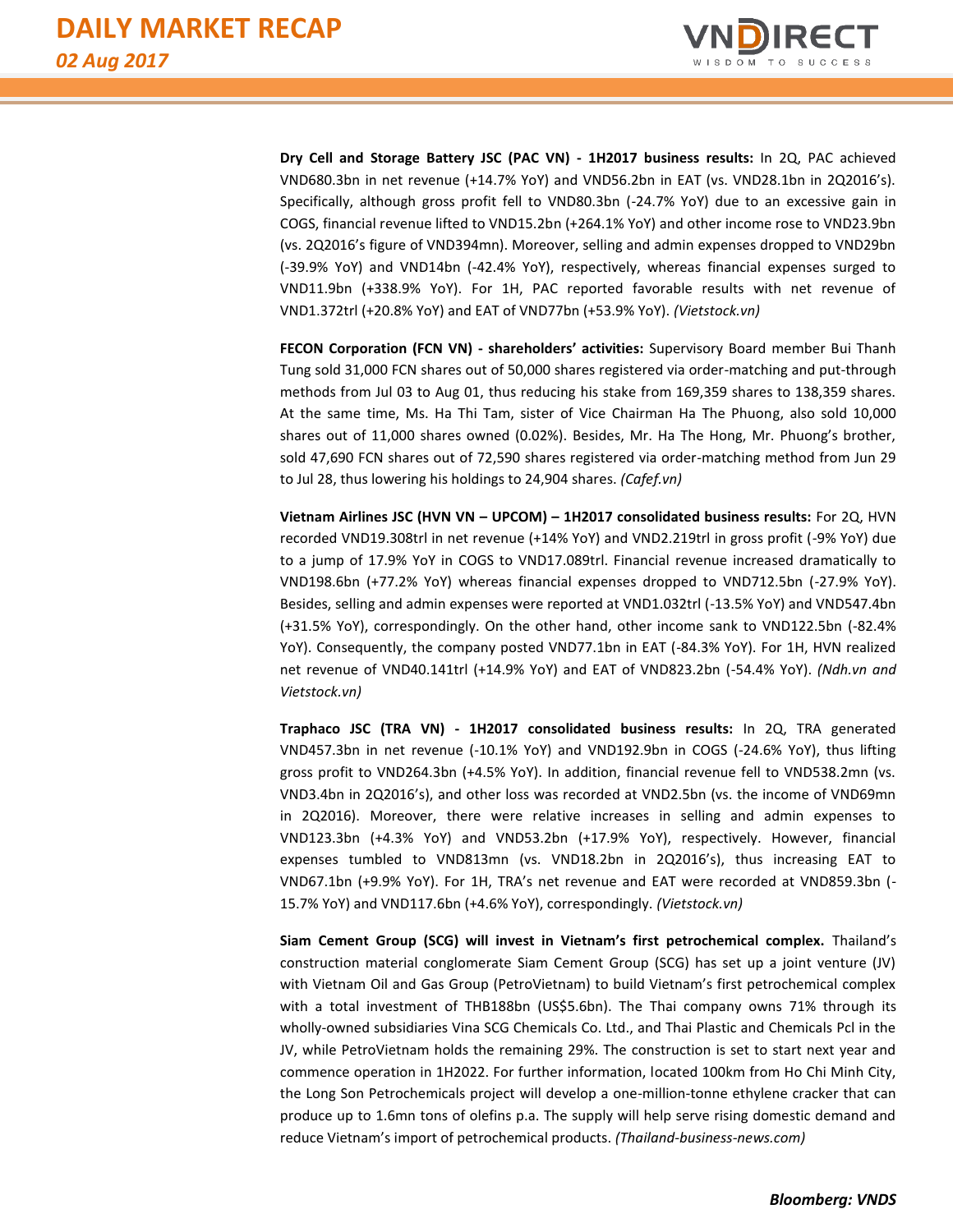**Dry Cell and Storage Battery JSC (PAC VN) - 1H2017 business results:** In 2Q, PAC achieved VND680.3bn in net revenue (+14.7% YoY) and VND56.2bn in EAT (vs. VND28.1bn in 2Q2016's). Specifically, although gross profit fell to VND80.3bn (-24.7% YoY) due to an excessive gain in COGS, financial revenue lifted to VND15.2bn (+264.1% YoY) and other income rose to VND23.9bn (vs. 2Q2016's figure of VND394mn). Moreover, selling and admin expenses dropped to VND29bn (-39.9% YoY) and VND14bn (-42.4% YoY), respectively, whereas financial expenses surged to VND11.9bn (+338.9% YoY). For 1H, PAC reported favorable results with net revenue of VND1.372trl (+20.8% YoY) and EAT of VND77bn (+53.9% YoY). *(Vietstock.vn)*

**FECON Corporation (FCN VN) - shareholders' activities:** Supervisory Board member Bui Thanh Tung sold 31,000 FCN shares out of 50,000 shares registered via order-matching and put-through methods from Jul 03 to Aug 01, thus reducing his stake from 169,359 shares to 138,359 shares. At the same time, Ms. Ha Thi Tam, sister of Vice Chairman Ha The Phuong, also sold 10,000 shares out of 11,000 shares owned (0.02%). Besides, Mr. Ha The Hong, Mr. Phuong's brother, sold 47,690 FCN shares out of 72,590 shares registered via order-matching method from Jun 29 to Jul 28, thus lowering his holdings to 24,904 shares. *(Cafef.vn)*

**Vietnam Airlines JSC (HVN VN – UPCOM) – 1H2017 consolidated business results:** For 2Q, HVN recorded VND19.308trl in net revenue (+14% YoY) and VND2.219trl in gross profit (-9% YoY) due to a jump of 17.9% YoY in COGS to VND17.089trl. Financial revenue increased dramatically to VND198.6bn (+77.2% YoY) whereas financial expenses dropped to VND712.5bn (-27.9% YoY). Besides, selling and admin expenses were reported at VND1.032trl (-13.5% YoY) and VND547.4bn (+31.5% YoY), correspondingly. On the other hand, other income sank to VND122.5bn (-82.4% YoY). Consequently, the company posted VND77.1bn in EAT (-84.3% YoY). For 1H, HVN realized net revenue of VND40.141trl (+14.9% YoY) and EAT of VND823.2bn (-54.4% YoY). *(Ndh.vn and Vietstock.vn)*

**Traphaco JSC (TRA VN) - 1H2017 consolidated business results:** In 2Q, TRA generated VND457.3bn in net revenue (-10.1% YoY) and VND192.9bn in COGS (-24.6% YoY), thus lifting gross profit to VND264.3bn (+4.5% YoY). In addition, financial revenue fell to VND538.2mn (vs. VND3.4bn in 2Q2016's), and other loss was recorded at VND2.5bn (vs. the income of VND69mn in 2Q2016). Moreover, there were relative increases in selling and admin expenses to VND123.3bn (+4.3% YoY) and VND53.2bn (+17.9% YoY), respectively. However, financial expenses tumbled to VND813mn (vs. VND18.2bn in 2Q2016's), thus increasing EAT to VND67.1bn (+9.9% YoY). For 1H, TRA's net revenue and EAT were recorded at VND859.3bn (-15.7% YoY) and VND117.6bn (+4.6% YoY), correspondingly. *(Vietstock.vn)*

**Siam Cement Group (SCG) will invest in Vietnam's first petrochemical complex.** Thailand's construction material conglomerate Siam Cement Group (SCG) has set up a joint venture (JV) with Vietnam Oil and Gas Group (PetroVietnam) to build Vietnam's first petrochemical complex with a total investment of THB188bn (US$5.6bn). The Thai company owns 71% through its wholly-owned subsidiaries Vina SCG Chemicals Co. Ltd., and Thai Plastic and Chemicals Pcl in the JV, while PetroVietnam holds the remaining 29%. The construction is set to start next year and commence operation in 1H2022. For further information, located 100km from Ho Chi Minh City, the Long Son Petrochemicals project will develop a one-million-tonne ethylene cracker that can produce up to 1.6mn tons of olefins p.a. The supply will help serve rising domestic demand and reduce Vietnam's import of petrochemical products. *(Thailand-business-news.com)*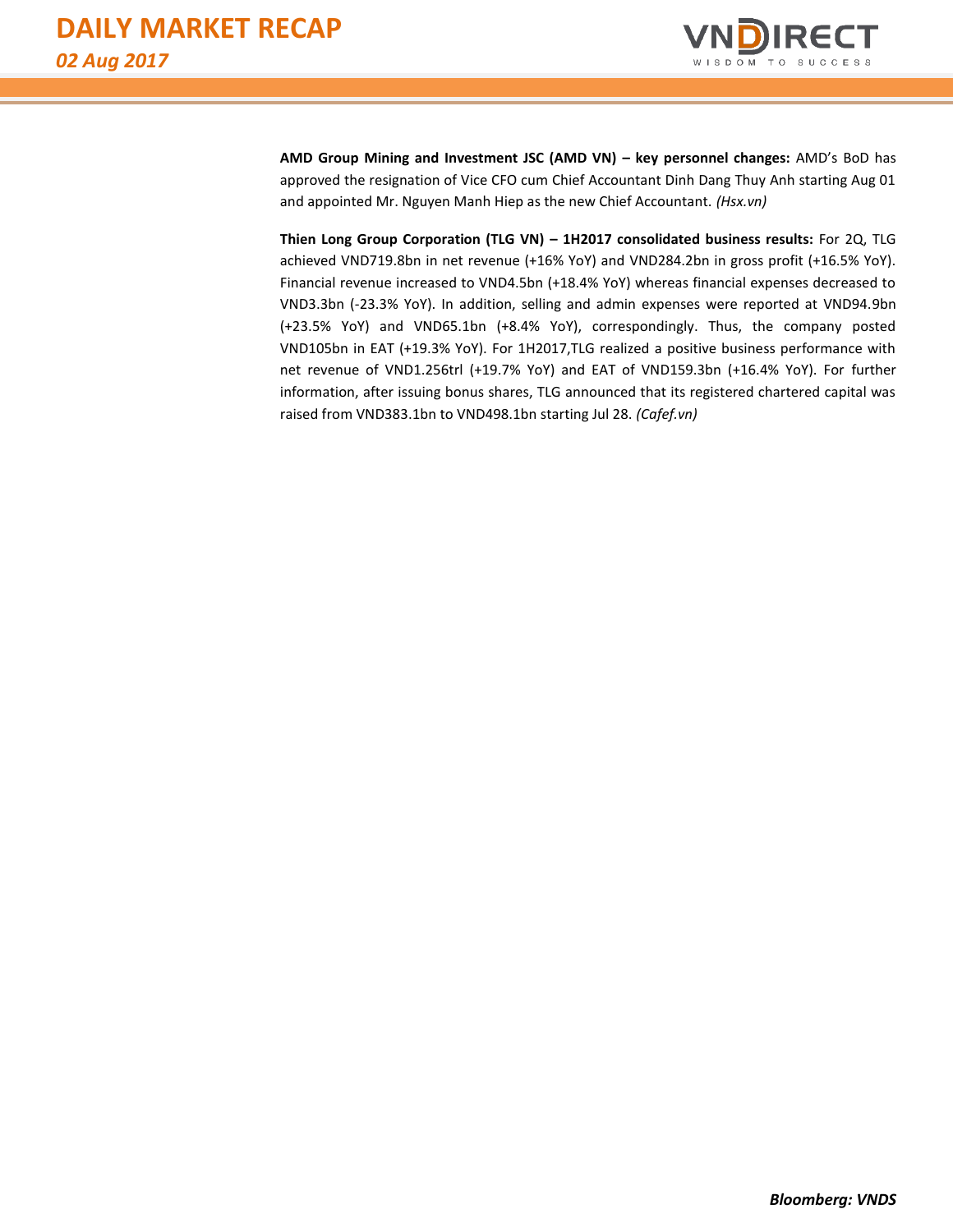**AMD Group Mining and Investment JSC (AMD VN) – key personnel changes:** AMD's BoD has approved the resignation of Vice CFO cum Chief Accountant Dinh Dang Thuy Anh starting Aug 01 and appointed Mr. Nguyen Manh Hiep as the new Chief Accountant. *(Hsx.vn)*

**Thien Long Group Corporation (TLG VN) – 1H2017 consolidated business results:** For 2Q, TLG achieved VND719.8bn in net revenue (+16% YoY) and VND284.2bn in gross profit (+16.5% YoY). Financial revenue increased to VND4.5bn (+18.4% YoY) whereas financial expenses decreased to VND3.3bn (-23.3% YoY). In addition, selling and admin expenses were reported at VND94.9bn (+23.5% YoY) and VND65.1bn (+8.4% YoY), correspondingly. Thus, the company posted VND105bn in EAT (+19.3% YoY). For 1H2017,TLG realized a positive business performance with net revenue of VND1.256trl (+19.7% YoY) and EAT of VND159.3bn (+16.4% YoY). For further information, after issuing bonus shares, TLG announced that its registered chartered capital was raised from VND383.1bn to VND498.1bn starting Jul 28. *(Cafef.vn)*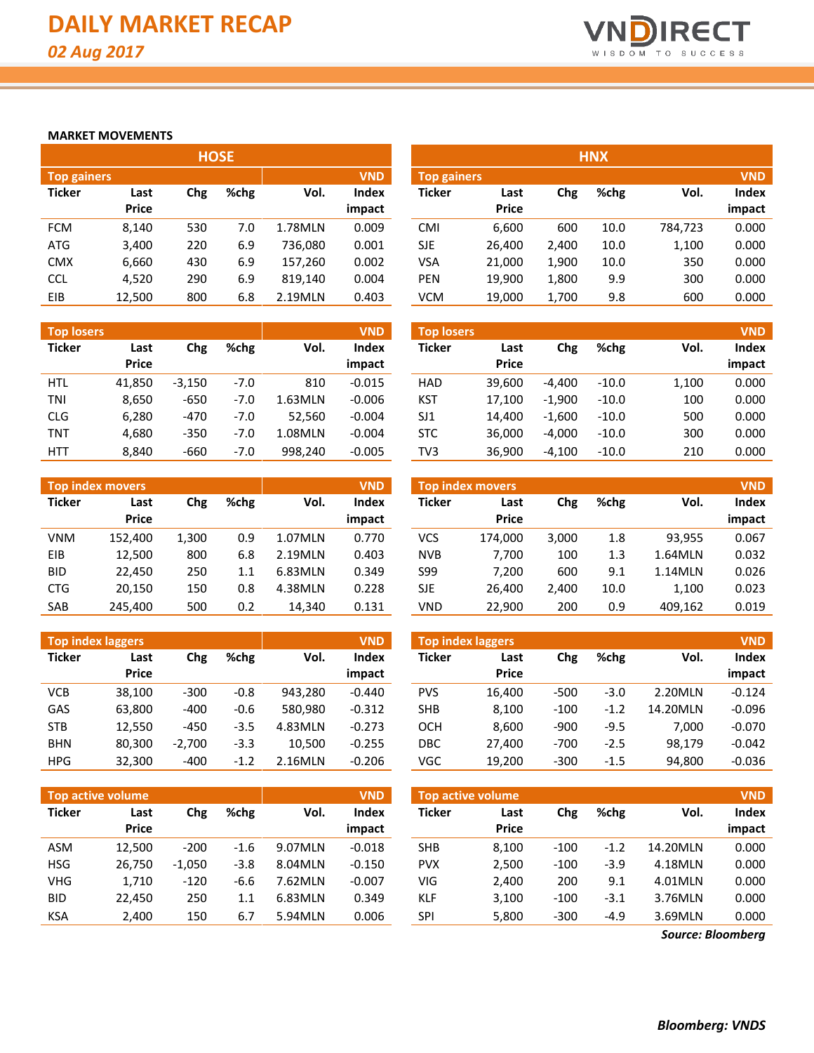# DAILY MARKET RECAP

*02 Aug 2017*

**MARKET MOVEMENTS**

## HOSE

| Top gainers | | | | | VND |
|---|---|---|---|---|---|
| Ticker | Last Price | Chg | %chg | Vol. | Index impact |
| FCM | 8,140 | 530 | 7.0 | 1.78MLN | 0.009 |
| ATG | 3,400 | 220 | 6.9 | 736,080 | 0.001 |
| CMX | 6,660 | 430 | 6.9 | 157,260 | 0.002 |
| CCL | 4,520 | 290 | 6.9 | 819,140 | 0.004 |
| EIB | 12,500 | 800 | 6.8 | 2.19MLN | 0.403 |

| Top losers | | | | | VND |
|---|---|---|---|---|---|
| Ticker | Last Price | Chg | %chg | Vol. | Index impact |
| HTL | 41,850 | -3,150 | -7.0 | 810 | -0.015 |
| TNI | 8,650 | -650 | -7.0 | 1.63MLN | -0.006 |
| CLG | 6,280 | -470 | -7.0 | 52,560 | -0.004 |
| TNT | 4,680 | -350 | -7.0 | 1.08MLN | -0.004 |
| HTT | 8,840 | -660 | -7.0 | 998,240 | -0.005 |

| Top index movers | | | | | VND |
|---|---|---|---|---|---|
| Ticker | Last Price | Chg | %chg | Vol. | Index impact |
| VNM | 152,400 | 1,300 | 0.9 | 1.07MLN | 0.770 |
| EIB | 12,500 | 800 | 6.8 | 2.19MLN | 0.403 |
| BID | 22,450 | 250 | 1.1 | 6.83MLN | 0.349 |
| CTG | 20,150 | 150 | 0.8 | 4.38MLN | 0.228 |
| SAB | 245,400 | 500 | 0.2 | 14,340 | 0.131 |

| Top index laggers | | | | | VND |
|---|---|---|---|---|---|
| Ticker | Last Price | Chg | %chg | Vol. | Index impact |
| VCB | 38,100 | -300 | -0.8 | 943,280 | -0.440 |
| GAS | 63,800 | -400 | -0.6 | 580,980 | -0.312 |
| STB | 12,550 | -450 | -3.5 | 4.83MLN | -0.273 |
| BHN | 80,300 | -2,700 | -3.3 | 10,500 | -0.255 |
| HPG | 32,300 | -400 | -1.2 | 2.16MLN | -0.206 |

| Top active volume | | | | | VND |
|---|---|---|---|---|---|
| Ticker | Last Price | Chg | %chg | Vol. | Index impact |
| ASM | 12,500 | -200 | -1.6 | 9.07MLN | -0.018 |
| HSG | 26,750 | -1,050 | -3.8 | 8.04MLN | -0.150 |
| VHG | 1,710 | -120 | -6.6 | 7.62MLN | -0.007 |
| BID | 22,450 | 250 | 1.1 | 6.83MLN | 0.349 |
| KSA | 2,400 | 150 | 6.7 | 5.94MLN | 0.006 |

## HNX

| Top gainers | | | | | VND |
|---|---|---|---|---|---|
| Ticker | Last Price | Chg | %chg | Vol. | Index impact |
| CMI | 6,600 | 600 | 10.0 | 784,723 | 0.000 |
| SJE | 26,400 | 2,400 | 10.0 | 1,100 | 0.000 |
| VSA | 21,000 | 1,900 | 10.0 | 350 | 0.000 |
| PEN | 19,900 | 1,800 | 9.9 | 300 | 0.000 |
| VCM | 19,000 | 1,700 | 9.8 | 600 | 0.000 |

| Top losers | | | | | VND |
|---|---|---|---|---|---|
| Ticker | Last Price | Chg | %chg | Vol. | Index impact |
| HAD | 39,600 | -4,400 | -10.0 | 1,100 | 0.000 |
| KST | 17,100 | -1,900 | -10.0 | 100 | 0.000 |
| SJ1 | 14,400 | -1,600 | -10.0 | 500 | 0.000 |
| STC | 36,000 | -4,000 | -10.0 | 300 | 0.000 |
| TV3 | 36,900 | -4,100 | -10.0 | 210 | 0.000 |

| Top index movers | | | | | VND |
|---|---|---|---|---|---|
| Ticker | Last Price | Chg | %chg | Vol. | Index impact |
| VCS | 174,000 | 3,000 | 1.8 | 93,955 | 0.067 |
| NVB | 7,700 | 100 | 1.3 | 1.64MLN | 0.032 |
| S99 | 7,200 | 600 | 9.1 | 1.14MLN | 0.026 |
| SJE | 26,400 | 2,400 | 10.0 | 1,100 | 0.023 |
| VND | 22,900 | 200 | 0.9 | 409,162 | 0.019 |

| Top index laggers | | | | | VND |
|---|---|---|---|---|---|
| Ticker | Last Price | Chg | %chg | Vol. | Index impact |
| PVS | 16,400 | -500 | -3.0 | 2.20MLN | -0.124 |
| SHB | 8,100 | -100 | -1.2 | 14.20MLN | -0.096 |
| OCH | 8,600 | -900 | -9.5 | 7,000 | -0.070 |
| DBC | 27,400 | -700 | -2.5 | 98,179 | -0.042 |
| VGC | 19,200 | -300 | -1.5 | 94,800 | -0.036 |

| Top active volume | | | | | VND |
|---|---|---|---|---|---|
| Ticker | Last Price | Chg | %chg | Vol. | Index impact |
| SHB | 8,100 | -100 | -1.2 | 14.20MLN | 0.000 |
| PVX | 2,500 | -100 | -3.9 | 4.18MLN | 0.000 |
| VIG | 2,400 | 200 | 9.1 | 4.01MLN | 0.000 |
| KLF | 3,100 | -100 | -3.1 | 3.76MLN | 0.000 |
| SPI | 5,800 | -300 | -4.9 | 3.69MLN | 0.000 |

***Source: Bloomberg***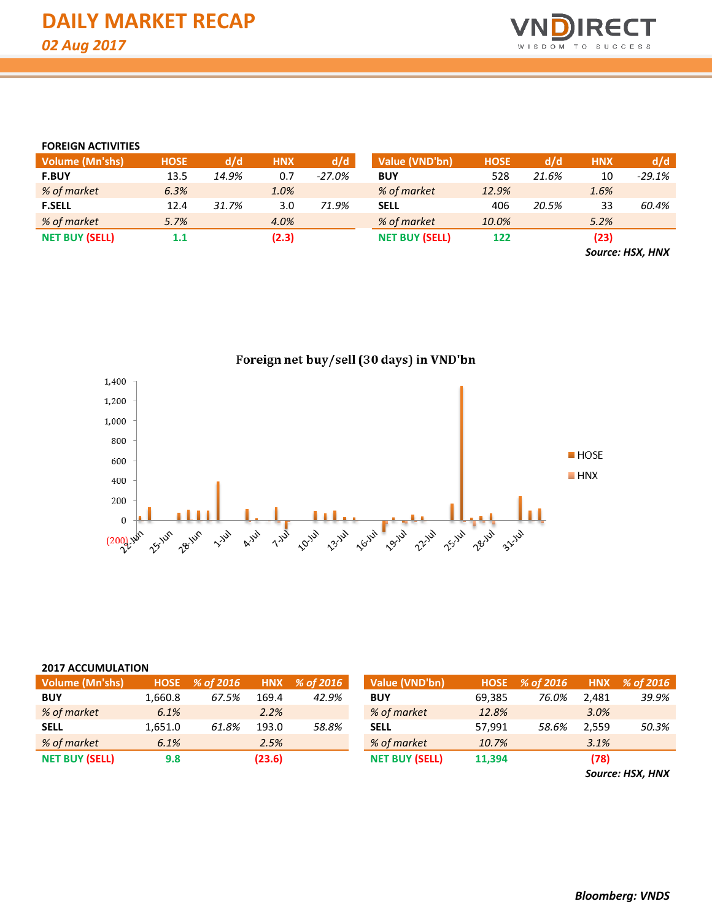# DAILY MARKET RECAP

*02 Aug 2017*

### FOREIGN ACTIVITIES

| Volume (Mn'shs) | HOSE | d/d | HNX | d/d |
|---|---|---|---|---|
| **F.BUY** | 13.5 | *14.9%* | 0.7 | *-27.0%* |
| *% of market* | *6.3%* | | *1.0%* | |
| **F.SELL** | 12.4 | *31.7%* | 3.0 | *71.9%* |
| *% of market* | *5.7%* | | *4.0%* | |
| **NET BUY (SELL)** | **1.1** | | **(2.3)** | |

| Value (VND'bn) | HOSE | d/d | HNX | d/d |
|---|---|---|---|---|
| **BUY** | 528 | *21.6%* | 10 | *-29.1%* |
| *% of market* | *12.9%* | | *1.6%* | |
| **SELL** | 406 | *20.5%* | 33 | *60.4%* |
| *% of market* | *10.0%* | | *5.2%* | |
| **NET BUY (SELL)** | **122** | | **(23)** | |

***Source: HSX, HNX***

**Foreign net buy/sell (30 days) in VND'bn**

### 2017 ACCUMULATION

| Volume (Mn'shs) | HOSE | % of 2016 | HNX | % of 2016 |
|---|---|---|---|---|
| **BUY** | 1,660.8 | *67.5%* | 169.4 | *42.9%* |
| *% of market* | *6.1%* | | *2.2%* | |
| **SELL** | 1,651.0 | *61.8%* | 193.0 | *58.8%* |
| *% of market* | *6.1%* | | *2.5%* | |
| **NET BUY (SELL)** | **9.8** | | **(23.6)** | |

| Value (VND'bn) | HOSE | % of 2016 | HNX | % of 2016 |
|---|---|---|---|---|
| **BUY** | 69,385 | *76.0%* | 2,481 | *39.9%* |
| *% of market* | *12.8%* | | *3.0%* | |
| **SELL** | 57,991 | *58.6%* | 2,559 | *50.3%* |
| *% of market* | *10.7%* | | *3.1%* | |
| **NET BUY (SELL)** | **11,394** | | **(78)** | |

***Source: HSX, HNX***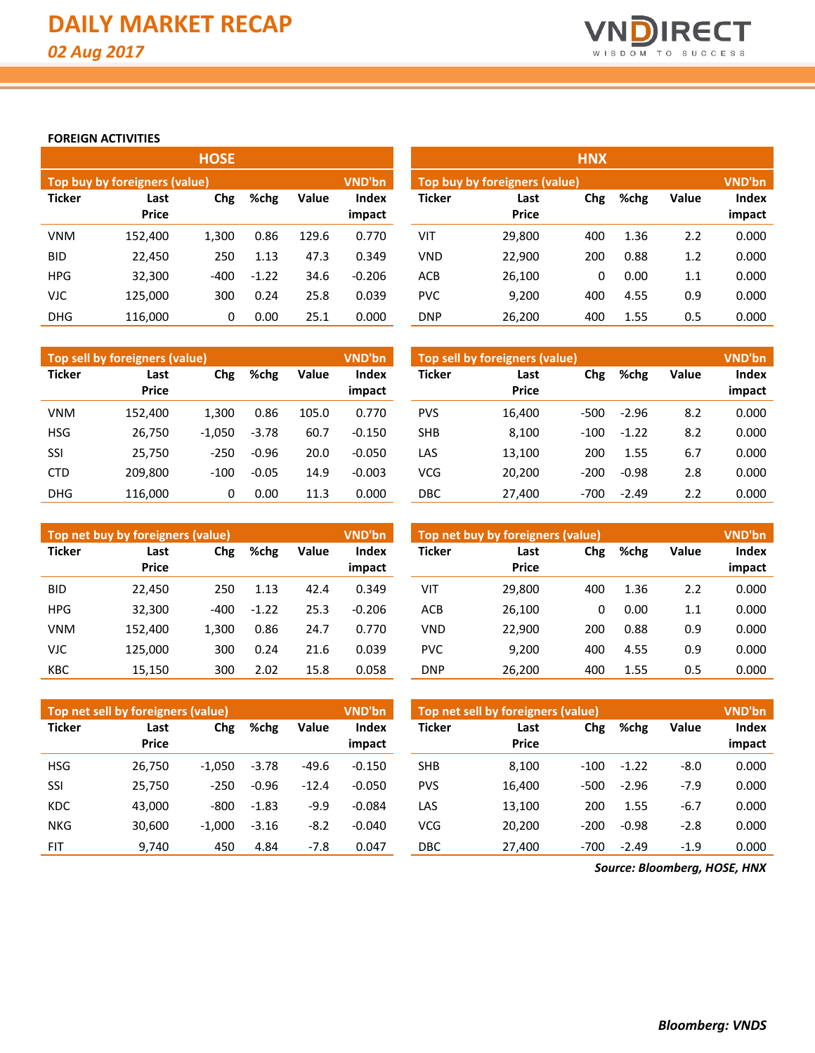# DAILY MARKET RECAP

*02 Aug 2017*

**FOREIGN ACTIVITIES**

## HOSE

| Top buy by foreigners (value) | | | | | VND'bn |
|---|---|---|---|---|---|
| **Ticker** | **Last Price** | **Chg** | **%chg** | **Value** | **Index impact** |
| VNM | 152,400 | 1,300 | 0.86 | 129.6 | 0.770 |
| BID | 22,450 | 250 | 1.13 | 47.3 | 0.349 |
| HPG | 32,300 | -400 | -1.22 | 34.6 | -0.206 |
| VJC | 125,000 | 300 | 0.24 | 25.8 | 0.039 |
| DHG | 116,000 | 0 | 0.00 | 25.1 | 0.000 |

| Top sell by foreigners (value) | | | | | VND'bn |
|---|---|---|---|---|---|
| **Ticker** | **Last Price** | **Chg** | **%chg** | **Value** | **Index impact** |
| VNM | 152,400 | 1,300 | 0.86 | 105.0 | 0.770 |
| HSG | 26,750 | -1,050 | -3.78 | 60.7 | -0.150 |
| SSI | 25,750 | -250 | -0.96 | 20.0 | -0.050 |
| CTD | 209,800 | -100 | -0.05 | 14.9 | -0.003 |
| DHG | 116,000 | 0 | 0.00 | 11.3 | 0.000 |

| Top net buy by foreigners (value) | | | | | VND'bn |
|---|---|---|---|---|---|
| **Ticker** | **Last Price** | **Chg** | **%chg** | **Value** | **Index impact** |
| BID | 22,450 | 250 | 1.13 | 42.4 | 0.349 |
| HPG | 32,300 | -400 | -1.22 | 25.3 | -0.206 |
| VNM | 152,400 | 1,300 | 0.86 | 24.7 | 0.770 |
| VJC | 125,000 | 300 | 0.24 | 21.6 | 0.039 |
| KBC | 15,150 | 300 | 2.02 | 15.8 | 0.058 |

| Top net sell by foreigners (value) | | | | | VND'bn |
|---|---|---|---|---|---|
| **Ticker** | **Last Price** | **Chg** | **%chg** | **Value** | **Index impact** |
| HSG | 26,750 | -1,050 | -3.78 | -49.6 | -0.150 |
| SSI | 25,750 | -250 | -0.96 | -12.4 | -0.050 |
| KDC | 43,000 | -800 | -1.83 | -9.9 | -0.084 |
| NKG | 30,600 | -1,000 | -3.16 | -8.2 | -0.040 |
| FIT | 9,740 | 450 | 4.84 | -7.8 | 0.047 |

## HNX

| Top buy by foreigners (value) | | | | | VND'bn |
|---|---|---|---|---|---|
| **Ticker** | **Last Price** | **Chg** | **%chg** | **Value** | **Index impact** |
| VIT | 29,800 | 400 | 1.36 | 2.2 | 0.000 |
| VND | 22,900 | 200 | 0.88 | 1.2 | 0.000 |
| ACB | 26,100 | 0 | 0.00 | 1.1 | 0.000 |
| PVC | 9,200 | 400 | 4.55 | 0.9 | 0.000 |
| DNP | 26,200 | 400 | 1.55 | 0.5 | 0.000 |

| Top sell by foreigners (value) | | | | | VND'bn |
|---|---|---|---|---|---|
| **Ticker** | **Last Price** | **Chg** | **%chg** | **Value** | **Index impact** |
| PVS | 16,400 | -500 | -2.96 | 8.2 | 0.000 |
| SHB | 8,100 | -100 | -1.22 | 8.2 | 0.000 |
| LAS | 13,100 | 200 | 1.55 | 6.7 | 0.000 |
| VCG | 20,200 | -200 | -0.98 | 2.8 | 0.000 |
| DBC | 27,400 | -700 | -2.49 | 2.2 | 0.000 |

| Top net buy by foreigners (value) | | | | | VND'bn |
|---|---|---|---|---|---|
| **Ticker** | **Last Price** | **Chg** | **%chg** | **Value** | **Index impact** |
| VIT | 29,800 | 400 | 1.36 | 2.2 | 0.000 |
| ACB | 26,100 | 0 | 0.00 | 1.1 | 0.000 |
| VND | 22,900 | 200 | 0.88 | 0.9 | 0.000 |
| PVC | 9,200 | 400 | 4.55 | 0.9 | 0.000 |
| DNP | 26,200 | 400 | 1.55 | 0.5 | 0.000 |

| Top net sell by foreigners (value) | | | | | VND'bn |
|---|---|---|---|---|---|
| **Ticker** | **Last Price** | **Chg** | **%chg** | **Value** | **Index impact** |
| SHB | 8,100 | -100 | -1.22 | -8.0 | 0.000 |
| PVS | 16,400 | -500 | -2.96 | -7.9 | 0.000 |
| LAS | 13,100 | 200 | 1.55 | -6.7 | 0.000 |
| VCG | 20,200 | -200 | -0.98 | -2.8 | 0.000 |
| DBC | 27,400 | -700 | -2.49 | -1.9 | 0.000 |

***Source: Bloomberg, HOSE, HNX***

***Bloomberg: VNDS***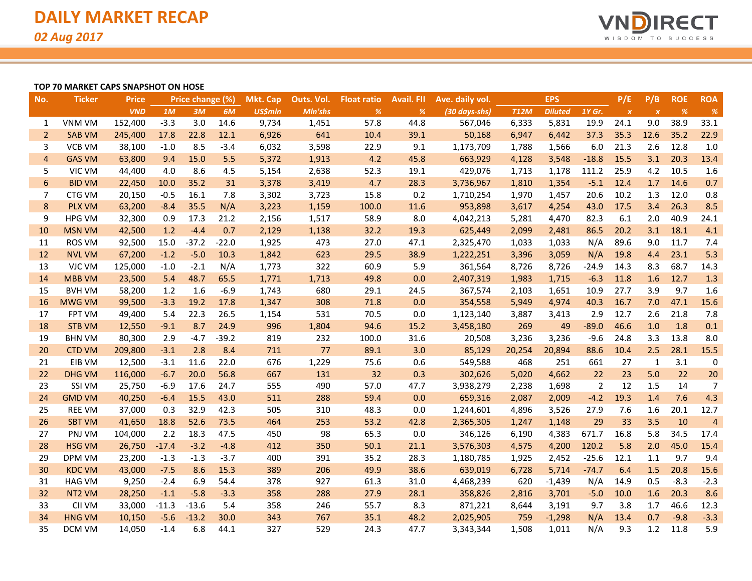# DAILY MARKET RECAP

*02 Aug 2017*

**TOP 70 MARKET CAPS SNAPSHOT ON HOSE**

| No. | Ticker | Price | Price change (%) | | | Mkt. Cap | Outs. Vol. | Float ratio | Avail. FII | Ave. daily vol. | EPS | | | P/E | P/B | ROE | ROA |
|---|---|---|---|---|---|---|---|---|---|---|---|---|---|---|---|---|---|
| | | VND | 1M | 3M | 6M | US$mln | Mln'shs | % | % | (30 days-shs) | T12M | Diluted | 1Y Gr. | x | x | % | % |
| 1 | VNM VM | 152,400 | -3.3 | 3.0 | 14.6 | 9,734 | 1,451 | 57.8 | 44.8 | 567,046 | 6,333 | 5,831 | 19.9 | 24.1 | 9.0 | 38.9 | 33.1 |
| 2 | SAB VM | 245,400 | 17.8 | 22.8 | 12.1 | 6,926 | 641 | 10.4 | 39.1 | 50,168 | 6,947 | 6,442 | 37.3 | 35.3 | 12.6 | 35.2 | 22.9 |
| 3 | VCB VM | 38,100 | -1.0 | 8.5 | -3.4 | 6,032 | 3,598 | 22.9 | 9.1 | 1,173,709 | 1,788 | 1,566 | 6.0 | 21.3 | 2.6 | 12.8 | 1.0 |
| 4 | GAS VM | 63,800 | 9.4 | 15.0 | 5.5 | 5,372 | 1,913 | 4.2 | 45.8 | 663,929 | 4,128 | 3,548 | -18.8 | 15.5 | 3.1 | 20.3 | 13.4 |
| 5 | VIC VM | 44,400 | 4.0 | 8.6 | 4.5 | 5,154 | 2,638 | 52.3 | 19.1 | 429,076 | 1,713 | 1,178 | 111.2 | 25.9 | 4.2 | 10.5 | 1.6 |
| 6 | BID VM | 22,450 | 10.0 | 35.2 | 31 | 3,378 | 3,419 | 4.7 | 28.3 | 3,736,967 | 1,810 | 1,354 | -5.1 | 12.4 | 1.7 | 14.6 | 0.7 |
| 7 | CTG VM | 20,150 | -0.5 | 16.1 | 7.8 | 3,302 | 3,723 | 15.8 | 0.2 | 1,710,254 | 1,970 | 1,457 | 20.6 | 10.2 | 1.3 | 12.0 | 0.8 |
| 8 | PLX VM | 63,200 | -8.4 | 35.5 | N/A | 3,223 | 1,159 | 100.0 | 11.6 | 953,898 | 3,617 | 4,254 | 43.0 | 17.5 | 3.4 | 26.3 | 8.5 |
| 9 | HPG VM | 32,300 | 0.9 | 17.3 | 21.2 | 2,156 | 1,517 | 58.9 | 8.0 | 4,042,213 | 5,281 | 4,470 | 82.3 | 6.1 | 2.0 | 40.9 | 24.1 |
| 10 | MSN VM | 42,500 | 1.2 | -4.4 | 0.7 | 2,129 | 1,138 | 32.2 | 19.3 | 625,449 | 2,099 | 2,481 | 86.5 | 20.2 | 3.1 | 18.1 | 4.1 |
| 11 | ROS VM | 92,500 | 15.0 | -37.2 | -22.0 | 1,925 | 473 | 27.0 | 47.1 | 2,325,470 | 1,033 | 1,033 | N/A | 89.6 | 9.0 | 11.7 | 7.4 |
| 12 | NVL VM | 67,200 | -1.2 | -5.0 | 10.3 | 1,842 | 623 | 29.5 | 38.9 | 1,222,251 | 3,396 | 3,059 | N/A | 19.8 | 4.4 | 23.1 | 5.3 |
| 13 | VJC VM | 125,000 | -1.0 | -2.1 | N/A | 1,773 | 322 | 60.9 | 5.9 | 361,564 | 8,726 | 8,726 | -24.9 | 14.3 | 8.3 | 68.7 | 14.3 |
| 14 | MBB VM | 23,500 | 5.4 | 48.7 | 65.5 | 1,771 | 1,713 | 49.8 | 0.0 | 2,407,319 | 1,983 | 1,715 | -6.3 | 11.8 | 1.6 | 12.7 | 1.3 |
| 15 | BVH VM | 58,200 | 1.2 | 1.6 | -6.9 | 1,743 | 680 | 29.1 | 24.5 | 367,574 | 2,103 | 1,651 | 10.9 | 27.7 | 3.9 | 9.7 | 1.6 |
| 16 | MWG VM | 99,500 | -3.3 | 19.2 | 17.8 | 1,347 | 308 | 71.8 | 0.0 | 354,558 | 5,949 | 4,974 | 40.3 | 16.7 | 7.0 | 47.1 | 15.6 |
| 17 | FPT VM | 49,400 | 5.4 | 22.3 | 26.5 | 1,154 | 531 | 70.5 | 0.0 | 1,123,140 | 3,887 | 3,413 | 2.9 | 12.7 | 2.6 | 21.8 | 7.8 |
| 18 | STB VM | 12,550 | -9.1 | 8.7 | 24.9 | 996 | 1,804 | 94.6 | 15.2 | 3,458,180 | 269 | 49 | -89.0 | 46.6 | 1.0 | 1.8 | 0.1 |
| 19 | BHN VM | 80,300 | 2.9 | -4.7 | -39.2 | 819 | 232 | 100.0 | 31.6 | 20,508 | 3,236 | 3,236 | -9.6 | 24.8 | 3.3 | 13.8 | 8.0 |
| 20 | CTD VM | 209,800 | -3.1 | 2.8 | 8.4 | 711 | 77 | 89.1 | 3.0 | 85,129 | 20,254 | 20,894 | 88.6 | 10.4 | 2.5 | 28.1 | 15.5 |
| 21 | EIB VM | 12,500 | -3.1 | 11.6 | 22.0 | 676 | 1,229 | 75.6 | 0.6 | 549,588 | 468 | 251 | 661 | 27 | 1 | 3.1 | 0 |
| 22 | DHG VM | 116,000 | -6.7 | 20.0 | 56.8 | 667 | 131 | 32 | 0.3 | 302,626 | 5,020 | 4,662 | 22 | 23 | 5.0 | 22 | 20 |
| 23 | SSI VM | 25,750 | -6.9 | 17.6 | 24.7 | 555 | 490 | 57.0 | 47.7 | 3,938,279 | 2,238 | 1,698 | 2 | 12 | 1.5 | 14 | 7 |
| 24 | GMD VM | 40,250 | -6.4 | 15.5 | 43.0 | 511 | 288 | 59.4 | 0.0 | 659,316 | 2,087 | 2,009 | -4.2 | 19.3 | 1.4 | 7.6 | 4.3 |
| 25 | REE VM | 37,000 | 0.3 | 32.9 | 42.3 | 505 | 310 | 48.3 | 0.0 | 1,244,601 | 4,896 | 3,526 | 27.9 | 7.6 | 1.6 | 20.1 | 12.7 |
| 26 | SBT VM | 41,650 | 18.8 | 52.6 | 73.5 | 464 | 253 | 53.2 | 42.8 | 2,365,305 | 1,247 | 1,148 | 29 | 33 | 3.5 | 10 | 4 |
| 27 | PNJ VM | 104,000 | 2.2 | 18.3 | 47.5 | 450 | 98 | 65.3 | 0.0 | 346,126 | 6,190 | 4,383 | 671.7 | 16.8 | 5.8 | 34.5 | 17.4 |
| 28 | HSG VM | 26,750 | -17.4 | -3.2 | -4.8 | 412 | 350 | 50.1 | 21.1 | 3,576,303 | 4,575 | 4,200 | 120.2 | 5.8 | 2.0 | 45.0 | 15.4 |
| 29 | DPM VM | 23,200 | -1.3 | -1.3 | -3.7 | 400 | 391 | 35.2 | 28.3 | 1,180,785 | 1,925 | 2,452 | -25.6 | 12.1 | 1.1 | 9.7 | 9.4 |
| 30 | KDC VM | 43,000 | -7.5 | 8.6 | 15.3 | 389 | 206 | 49.9 | 38.6 | 639,019 | 6,728 | 5,714 | -74.7 | 6.4 | 1.5 | 20.8 | 15.6 |
| 31 | HAG VM | 9,250 | -2.4 | 6.9 | 54.4 | 378 | 927 | 61.3 | 31.0 | 4,468,239 | 620 | -1,439 | N/A | 14.9 | 0.5 | -8.3 | -2.3 |
| 32 | NT2 VM | 28,250 | -1.1 | -5.8 | -3.3 | 358 | 288 | 27.9 | 28.1 | 358,826 | 2,816 | 3,701 | -5.0 | 10.0 | 1.6 | 20.3 | 8.6 |
| 33 | CII VM | 33,000 | -11.3 | -13.6 | 5.4 | 358 | 246 | 55.7 | 8.3 | 871,221 | 8,644 | 3,191 | 9.7 | 3.8 | 1.7 | 46.6 | 12.3 |
| 34 | HNG VM | 10,150 | -5.6 | -13.2 | 30.0 | 343 | 767 | 35.1 | 48.2 | 2,025,905 | 759 | -1,298 | N/A | 13.4 | 0.7 | -9.8 | -3.3 |
| 35 | DCM VM | 14,050 | -1.4 | 6.8 | 44.1 | 327 | 529 | 24.3 | 47.7 | 3,343,344 | 1,508 | 1,011 | N/A | 9.3 | 1.2 | 11.8 | 5.9 |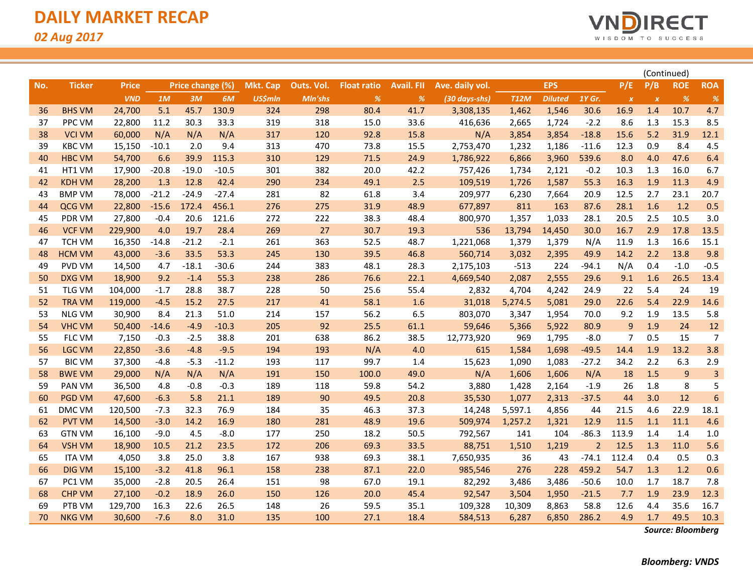# DAILY MARKET RECAP

*02 Aug 2017*

(Continued)

| No. | Ticker | Price | Price change (%) | | | Mkt. Cap | Outs. Vol. | Float ratio | Avail. FII | Ave. daily vol. | EPS | | | P/E | P/B | ROE | ROA |
|---|---|---|---|---|---|---|---|---|---|---|---|---|---|---|---|---|---|
| | | VND | 1M | 3M | 6M | US$mln | Mln'shs | % | % | (30 days-shs) | T12M | Diluted | 1Y Gr. | x | x | % | % |
| 36 | BHS VM | 24,700 | 5.1 | 45.7 | 130.9 | 324 | 298 | 80.4 | 41.7 | 3,308,135 | 1,462 | 1,546 | 30.6 | 16.9 | 1.4 | 10.7 | 4.7 |
| 37 | PPC VM | 22,800 | 11.2 | 30.3 | 33.3 | 319 | 318 | 15.0 | 33.6 | 416,636 | 2,665 | 1,724 | -2.2 | 8.6 | 1.3 | 15.3 | 8.5 |
| 38 | VCI VM | 60,000 | N/A | N/A | N/A | 317 | 120 | 92.8 | 15.8 | N/A | 3,854 | 3,854 | -18.8 | 15.6 | 5.2 | 31.9 | 12.1 |
| 39 | KBC VM | 15,150 | -10.1 | 2.0 | 9.4 | 313 | 470 | 73.8 | 15.5 | 2,753,470 | 1,232 | 1,186 | -11.6 | 12.3 | 0.9 | 8.4 | 4.5 |
| 40 | HBC VM | 54,700 | 6.6 | 39.9 | 115.3 | 310 | 129 | 71.5 | 24.9 | 1,786,922 | 6,866 | 3,960 | 539.6 | 8.0 | 4.0 | 47.6 | 6.4 |
| 41 | HT1 VM | 17,900 | -20.8 | -19.0 | -10.5 | 301 | 382 | 20.0 | 42.2 | 757,426 | 1,734 | 2,121 | -0.2 | 10.3 | 1.3 | 16.0 | 6.7 |
| 42 | KDH VM | 28,200 | 1.3 | 12.8 | 42.4 | 290 | 234 | 49.1 | 2.5 | 109,519 | 1,726 | 1,587 | 55.3 | 16.3 | 1.9 | 11.3 | 4.9 |
| 43 | BMP VM | 78,000 | -21.2 | -24.9 | -27.4 | 281 | 82 | 61.8 | 3.4 | 209,977 | 6,230 | 7,664 | 20.9 | 12.5 | 2.7 | 23.1 | 20.7 |
| 44 | QCG VM | 22,800 | -15.6 | 172.4 | 456.1 | 276 | 275 | 31.9 | 48.9 | 677,897 | 811 | 163 | 87.6 | 28.1 | 1.6 | 1.2 | 0.5 |
| 45 | PDR VM | 27,800 | -0.4 | 20.6 | 121.6 | 272 | 222 | 38.3 | 48.4 | 800,970 | 1,357 | 1,033 | 28.1 | 20.5 | 2.5 | 10.5 | 3.0 |
| 46 | VCF VM | 229,900 | 4.0 | 19.7 | 28.4 | 269 | 27 | 30.7 | 19.3 | 536 | 13,794 | 14,450 | 30.0 | 16.7 | 2.9 | 17.8 | 13.5 |
| 47 | TCH VM | 16,350 | -14.8 | -21.2 | -2.1 | 261 | 363 | 52.5 | 48.7 | 1,221,068 | 1,379 | 1,379 | N/A | 11.9 | 1.3 | 16.6 | 15.1 |
| 48 | HCM VM | 43,000 | -3.6 | 33.5 | 53.3 | 245 | 130 | 39.5 | 46.8 | 560,714 | 3,032 | 2,395 | 49.9 | 14.2 | 2.2 | 13.8 | 9.8 |
| 49 | PVD VM | 14,500 | 4.7 | -18.1 | -30.6 | 244 | 383 | 48.1 | 28.3 | 2,175,103 | -513 | 224 | -94.1 | N/A | 0.4 | -1.0 | -0.5 |
| 50 | DXG VM | 18,900 | 9.2 | -1.4 | 55.3 | 238 | 286 | 76.6 | 22.1 | 4,669,540 | 2,087 | 2,555 | 29.6 | 9.1 | 1.6 | 26.5 | 13.4 |
| 51 | TLG VM | 104,000 | -1.7 | 28.8 | 38.7 | 228 | 50 | 25.6 | 55.4 | 2,832 | 4,704 | 4,242 | 24.9 | 22 | 5.4 | 24 | 19 |
| 52 | TRA VM | 119,000 | -4.5 | 15.2 | 27.5 | 217 | 41 | 58.1 | 1.6 | 31,018 | 5,274.5 | 5,081 | 29.0 | 22.6 | 5.4 | 22.9 | 14.6 |
| 53 | NLG VM | 30,900 | 8.4 | 21.3 | 51.0 | 214 | 157 | 56.2 | 6.5 | 803,070 | 3,347 | 1,954 | 70.0 | 9.2 | 1.9 | 13.5 | 5.8 |
| 54 | VHC VM | 50,400 | -14.6 | -4.9 | -10.3 | 205 | 92 | 25.5 | 61.1 | 59,646 | 5,366 | 5,922 | 80.9 | 9 | 1.9 | 24 | 12 |
| 55 | FLC VM | 7,150 | -0.3 | -2.5 | 38.8 | 201 | 638 | 86.2 | 38.5 | 12,773,920 | 969 | 1,795 | -8.0 | 7 | 0.5 | 15 | 7 |
| 56 | LGC VM | 22,850 | -3.6 | -4.8 | -9.5 | 194 | 193 | N/A | 4.0 | 615 | 1,584 | 1,698 | -49.5 | 14.4 | 1.9 | 13.2 | 3.8 |
| 57 | BIC VM | 37,300 | -4.8 | -5.3 | -11.2 | 193 | 117 | 99.7 | 1.4 | 15,623 | 1,090 | 1,083 | -27.2 | 34.2 | 2.2 | 6.3 | 2.9 |
| 58 | BWE VM | 29,000 | N/A | N/A | N/A | 191 | 150 | 100.0 | 49.0 | N/A | 1,606 | 1,606 | N/A | 18 | 1.5 | 9 | 3 |
| 59 | PAN VM | 36,500 | 4.8 | -0.8 | -0.3 | 189 | 118 | 59.8 | 54.2 | 3,880 | 1,428 | 2,164 | -1.9 | 26 | 1.8 | 8 | 5 |
| 60 | PGD VM | 47,600 | -6.3 | 5.8 | 21.1 | 189 | 90 | 49.5 | 20.8 | 35,530 | 1,077 | 2,313 | -37.5 | 44 | 3.0 | 12 | 6 |
| 61 | DMC VM | 120,500 | -7.3 | 32.3 | 76.9 | 184 | 35 | 46.3 | 37.3 | 14,248 | 5,597.1 | 4,856 | 44 | 21.5 | 4.6 | 22.9 | 18.1 |
| 62 | PVT VM | 14,500 | -3.0 | 14.2 | 16.9 | 180 | 281 | 48.9 | 19.6 | 509,974 | 1,257.2 | 1,321 | 12.9 | 11.5 | 1.1 | 11.1 | 4.6 |
| 63 | GTN VM | 16,100 | -9.0 | 4.5 | -8.0 | 177 | 250 | 18.2 | 50.5 | 792,567 | 141 | 104 | -86.3 | 113.9 | 1.4 | 1.4 | 1.0 |
| 64 | VSH VM | 18,900 | 10.5 | 21.2 | 23.5 | 172 | 206 | 69.3 | 33.5 | 88,751 | 1,510 | 1,219 | 2 | 12.5 | 1.3 | 11.0 | 5.6 |
| 65 | ITA VM | 4,050 | 3.8 | 25.0 | 3.8 | 167 | 938 | 69.3 | 38.1 | 7,650,935 | 36 | 43 | -74.1 | 112.4 | 0.4 | 0.5 | 0.3 |
| 66 | DIG VM | 15,100 | -3.2 | 41.8 | 96.1 | 158 | 238 | 87.1 | 22.0 | 985,546 | 276 | 228 | 459.2 | 54.7 | 1.3 | 1.2 | 0.6 |
| 67 | PC1 VM | 35,000 | -2.8 | 20.5 | 26.4 | 151 | 98 | 67.0 | 19.1 | 82,292 | 3,486 | 3,486 | -50.6 | 10.0 | 1.7 | 18.7 | 7.8 |
| 68 | CHP VM | 27,100 | -0.2 | 18.9 | 26.0 | 150 | 126 | 20.0 | 45.4 | 92,547 | 3,504 | 1,950 | -21.5 | 7.7 | 1.9 | 23.9 | 12.3 |
| 69 | PTB VM | 129,700 | 16.3 | 22.6 | 26.5 | 148 | 26 | 59.5 | 35.1 | 109,328 | 10,309 | 8,863 | 58.8 | 12.6 | 4.4 | 35.6 | 16.7 |
| 70 | NKG VM | 30,600 | -7.6 | 8.0 | 31.0 | 135 | 100 | 27.1 | 18.4 | 584,513 | 6,287 | 6,850 | 286.2 | 4.9 | 1.7 | 49.5 | 10.3 |

*Source: Bloomberg*

***Bloomberg: VNDS***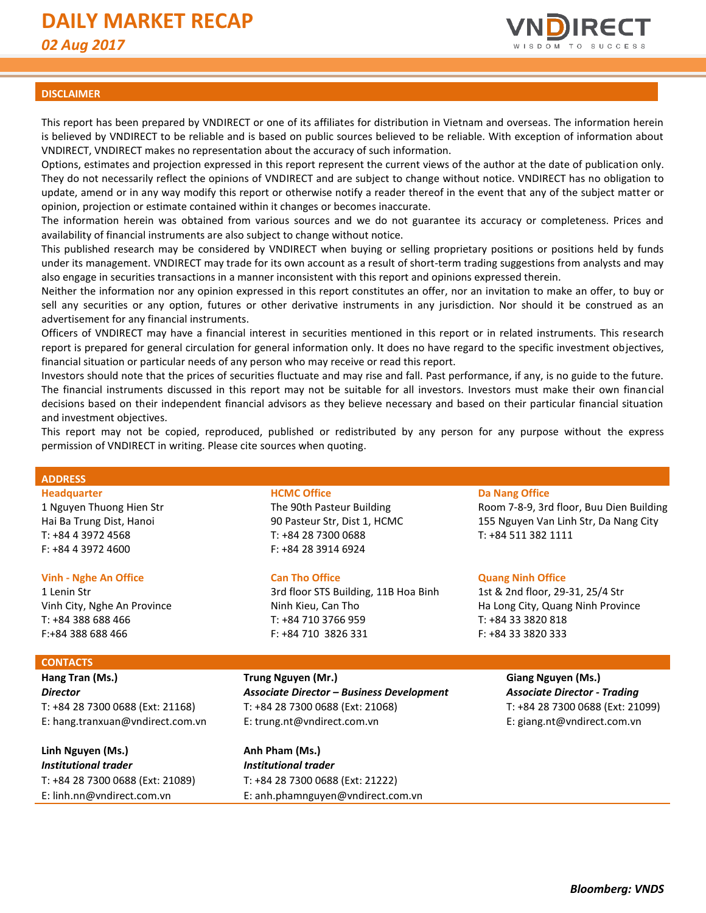# DAILY MARKET RECAP

*02 Aug 2017*

## DISCLAIMER

This report has been prepared by VNDIRECT or one of its affiliates for distribution in Vietnam and overseas. The information herein is believed by VNDIRECT to be reliable and is based on public sources believed to be reliable. With exception of information about VNDIRECT, VNDIRECT makes no representation about the accuracy of such information.

Options, estimates and projection expressed in this report represent the current views of the author at the date of publication only. They do not necessarily reflect the opinions of VNDIRECT and are subject to change without notice. VNDIRECT has no obligation to update, amend or in any way modify this report or otherwise notify a reader thereof in the event that any of the subject matter or opinion, projection or estimate contained within it changes or becomes inaccurate.

The information herein was obtained from various sources and we do not guarantee its accuracy or completeness. Prices and availability of financial instruments are also subject to change without notice.

This published research may be considered by VNDIRECT when buying or selling proprietary positions or positions held by funds under its management. VNDIRECT may trade for its own account as a result of short-term trading suggestions from analysts and may also engage in securities transactions in a manner inconsistent with this report and opinions expressed therein.

Neither the information nor any opinion expressed in this report constitutes an offer, nor an invitation to make an offer, to buy or sell any securities or any option, futures or other derivative instruments in any jurisdiction. Nor should it be construed as an advertisement for any financial instruments.

Officers of VNDIRECT may have a financial interest in securities mentioned in this report or in related instruments. This research report is prepared for general circulation for general information only. It does no have regard to the specific investment objectives, financial situation or particular needs of any person who may receive or read this report.

Investors should note that the prices of securities fluctuate and may rise and fall. Past performance, if any, is no guide to the future. The financial instruments discussed in this report may not be suitable for all investors. Investors must make their own financial decisions based on their independent financial advisors as they believe necessary and based on their particular financial situation and investment objectives.

This report may not be copied, reproduced, published or redistributed by any person for any purpose without the express permission of VNDIRECT in writing. Please cite sources when quoting.

## ADDRESS

**Headquarter**
1 Nguyen Thuong Hien Str
Hai Ba Trung Dist, Hanoi
T: +84 4 3972 4568
F: +84 4 3972 4600

**HCMC Office**
The 90th Pasteur Building
90 Pasteur Str, Dist 1, HCMC
T: +84 28 7300 0688
F: +84 28 3914 6924

**Da Nang Office**
Room 7-8-9, 3rd floor, Buu Dien Building
155 Nguyen Van Linh Str, Da Nang City
T: +84 511 382 1111

**Vinh - Nghe An Office**
1 Lenin Str
Vinh City, Nghe An Province
T: +84 388 688 466
F:+84 388 688 466

**Can Tho Office**
3rd floor STS Building, 11B Hoa Binh
Ninh Kieu, Can Tho
T: +84 710 3766 959
F: +84 710 3826 331

**Quang Ninh Office**
1st & 2nd floor, 29-31, 25/4 Str
Ha Long City, Quang Ninh Province
T: +84 33 3820 818
F: +84 33 3820 333

## CONTACTS

**Hang Tran (Ms.)**
***Director***
T: +84 28 7300 0688 (Ext: 21168)
E: hang.tranxuan@vndirect.com.vn

**Trung Nguyen (Mr.)**
***Associate Director – Business Development***
T: +84 28 7300 0688 (Ext: 21068)
E: trung.nt@vndirect.com.vn

**Giang Nguyen (Ms.)**
***Associate Director - Trading***
T: +84 28 7300 0688 (Ext: 21099)
E: giang.nt@vndirect.com.vn

**Linh Nguyen (Ms.)**
***Institutional trader***
T: +84 28 7300 0688 (Ext: 21089)
E: linh.nn@vndirect.com.vn

**Anh Pham (Ms.)**
***Institutional trader***
T: +84 28 7300 0688 (Ext: 21222)
E: anh.phamnguyen@vndirect.com.vn

***Bloomberg: VNDS***